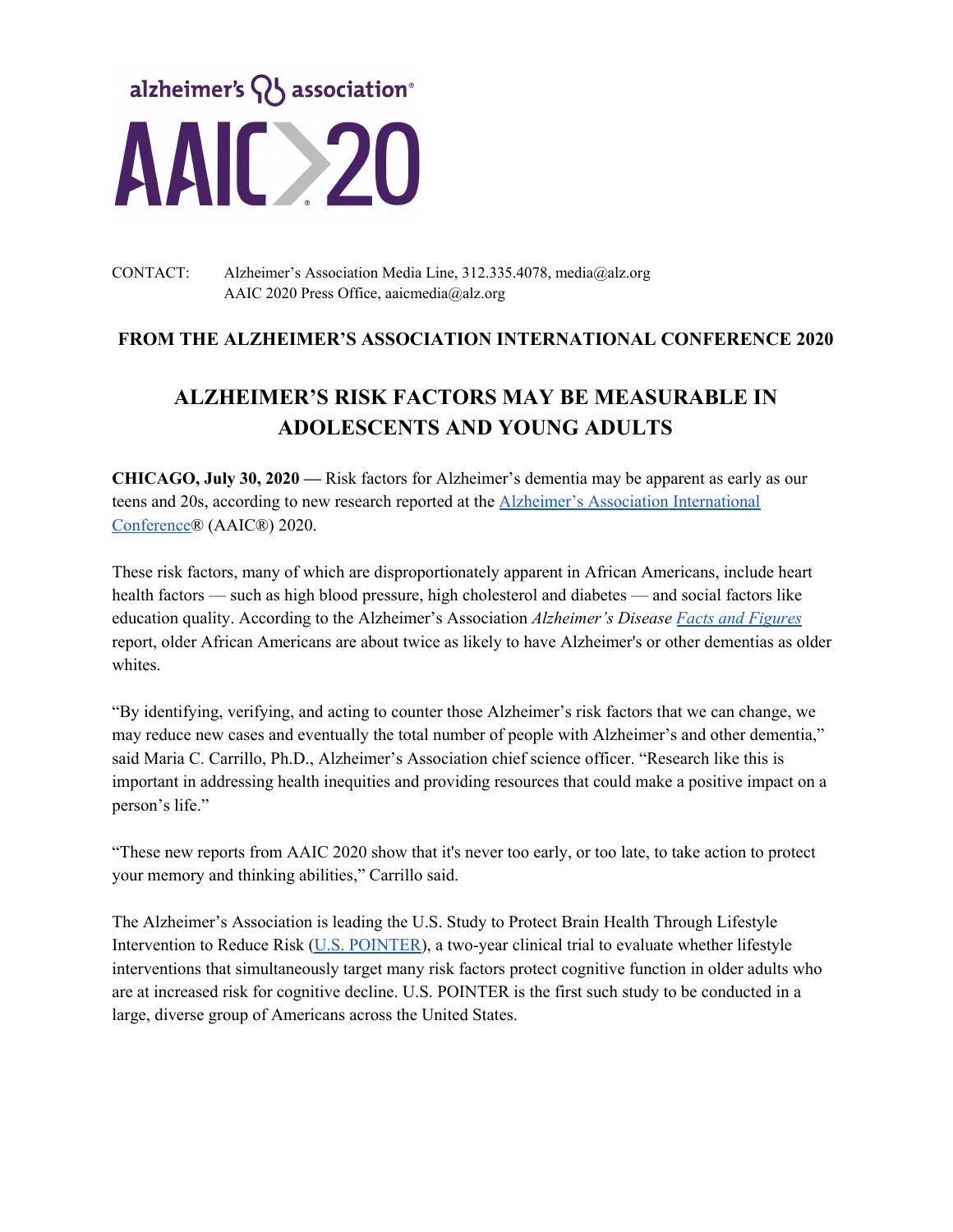alzheimer's association®

AAIC 20

CONTACT: Alzheimer's Association Media Line, 312.335.4078, media@alz.org
AAIC 2020 Press Office, aaicmedia@alz.org

**FROM THE ALZHEIMER'S ASSOCIATION INTERNATIONAL CONFERENCE 2020**

# ALZHEIMER'S RISK FACTORS MAY BE MEASURABLE IN ADOLESCENTS AND YOUNG ADULTS

**CHICAGO, July 30, 2020 —** Risk factors for Alzheimer's dementia may be apparent as early as our teens and 20s, according to new research reported at the [Alzheimer's Association International Conference](#)® (AAIC®) 2020.

These risk factors, many of which are disproportionately apparent in African Americans, include heart health factors — such as high blood pressure, high cholesterol and diabetes — and social factors like education quality. According to the Alzheimer's Association *Alzheimer's Disease [Facts and Figures](#)* report, older African Americans are about twice as likely to have Alzheimer's or other dementias as older whites.

"By identifying, verifying, and acting to counter those Alzheimer's risk factors that we can change, we may reduce new cases and eventually the total number of people with Alzheimer's and other dementia," said Maria C. Carrillo, Ph.D., Alzheimer's Association chief science officer. "Research like this is important in addressing health inequities and providing resources that could make a positive impact on a person's life."

"These new reports from AAIC 2020 show that it's never too early, or too late, to take action to protect your memory and thinking abilities," Carrillo said.

The Alzheimer's Association is leading the U.S. Study to Protect Brain Health Through Lifestyle Intervention to Reduce Risk ([U.S. POINTER](#)), a two-year clinical trial to evaluate whether lifestyle interventions that simultaneously target many risk factors protect cognitive function in older adults who are at increased risk for cognitive decline. U.S. POINTER is the first such study to be conducted in a large, diverse group of Americans across the United States.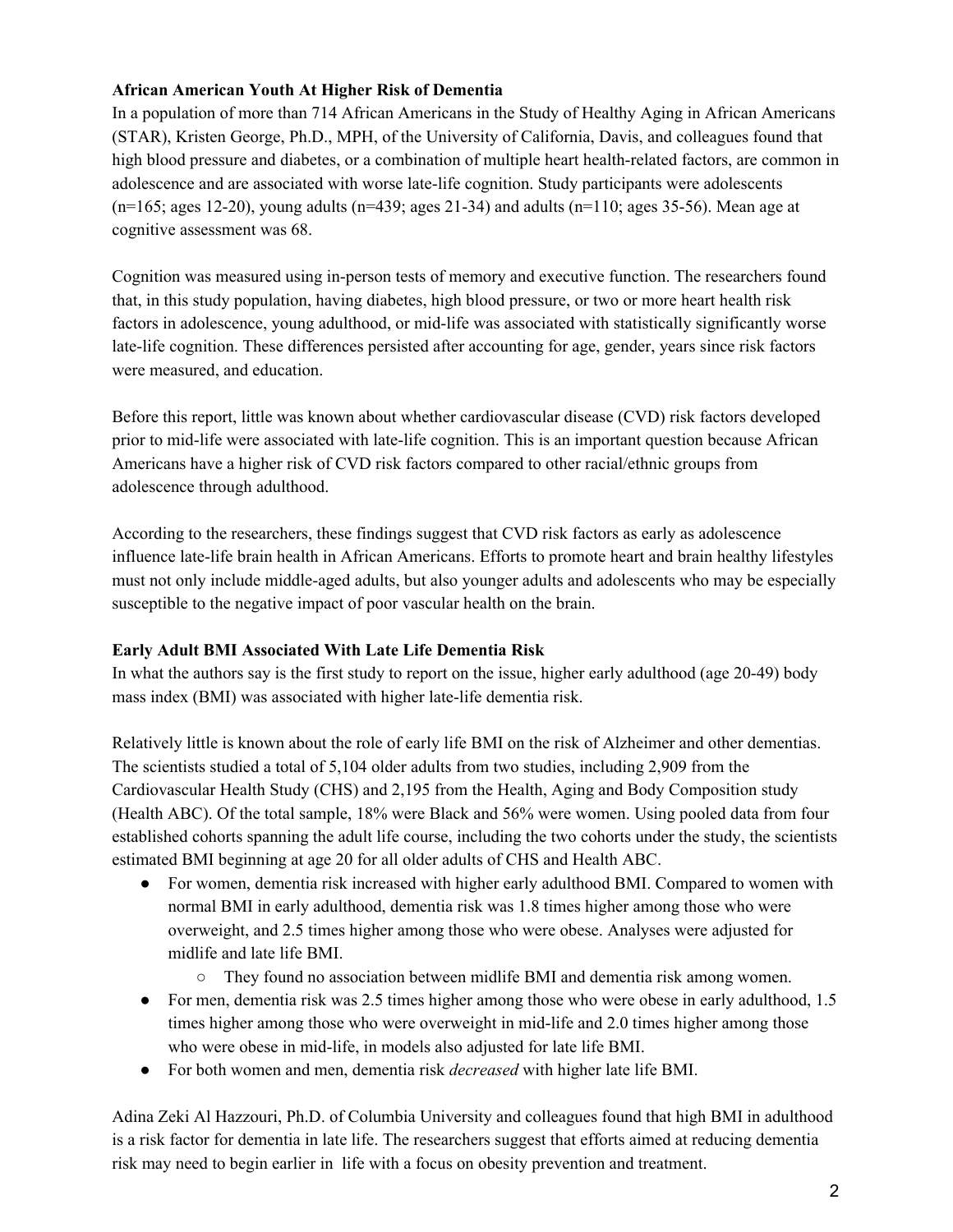**African American Youth At Higher Risk of Dementia**

In a population of more than 714 African Americans in the Study of Healthy Aging in African Americans (STAR), Kristen George, Ph.D., MPH, of the University of California, Davis, and colleagues found that high blood pressure and diabetes, or a combination of multiple heart health-related factors, are common in adolescence and are associated with worse late-life cognition. Study participants were adolescents (n=165; ages 12-20), young adults (n=439; ages 21-34) and adults (n=110; ages 35-56). Mean age at cognitive assessment was 68.

Cognition was measured using in-person tests of memory and executive function. The researchers found that, in this study population, having diabetes, high blood pressure, or two or more heart health risk factors in adolescence, young adulthood, or mid-life was associated with statistically significantly worse late-life cognition. These differences persisted after accounting for age, gender, years since risk factors were measured, and education.

Before this report, little was known about whether cardiovascular disease (CVD) risk factors developed prior to mid-life were associated with late-life cognition. This is an important question because African Americans have a higher risk of CVD risk factors compared to other racial/ethnic groups from adolescence through adulthood.

According to the researchers, these findings suggest that CVD risk factors as early as adolescence influence late-life brain health in African Americans. Efforts to promote heart and brain healthy lifestyles must not only include middle-aged adults, but also younger adults and adolescents who may be especially susceptible to the negative impact of poor vascular health on the brain.

**Early Adult BMI Associated With Late Life Dementia Risk**

In what the authors say is the first study to report on the issue, higher early adulthood (age 20-49) body mass index (BMI) was associated with higher late-life dementia risk.

Relatively little is known about the role of early life BMI on the risk of Alzheimer and other dementias. The scientists studied a total of 5,104 older adults from two studies, including 2,909 from the Cardiovascular Health Study (CHS) and 2,195 from the Health, Aging and Body Composition study (Health ABC). Of the total sample, 18% were Black and 56% were women. Using pooled data from four established cohorts spanning the adult life course, including the two cohorts under the study, the scientists estimated BMI beginning at age 20 for all older adults of CHS and Health ABC.

- For women, dementia risk increased with higher early adulthood BMI. Compared to women with normal BMI in early adulthood, dementia risk was 1.8 times higher among those who were overweight, and 2.5 times higher among those who were obese. Analyses were adjusted for midlife and late life BMI.
  - They found no association between midlife BMI and dementia risk among women.
- For men, dementia risk was 2.5 times higher among those who were obese in early adulthood, 1.5 times higher among those who were overweight in mid-life and 2.0 times higher among those who were obese in mid-life, in models also adjusted for late life BMI.
- For both women and men, dementia risk *decreased* with higher late life BMI.

Adina Zeki Al Hazzouri, Ph.D. of Columbia University and colleagues found that high BMI in adulthood is a risk factor for dementia in late life. The researchers suggest that efforts aimed at reducing dementia risk may need to begin earlier in life with a focus on obesity prevention and treatment.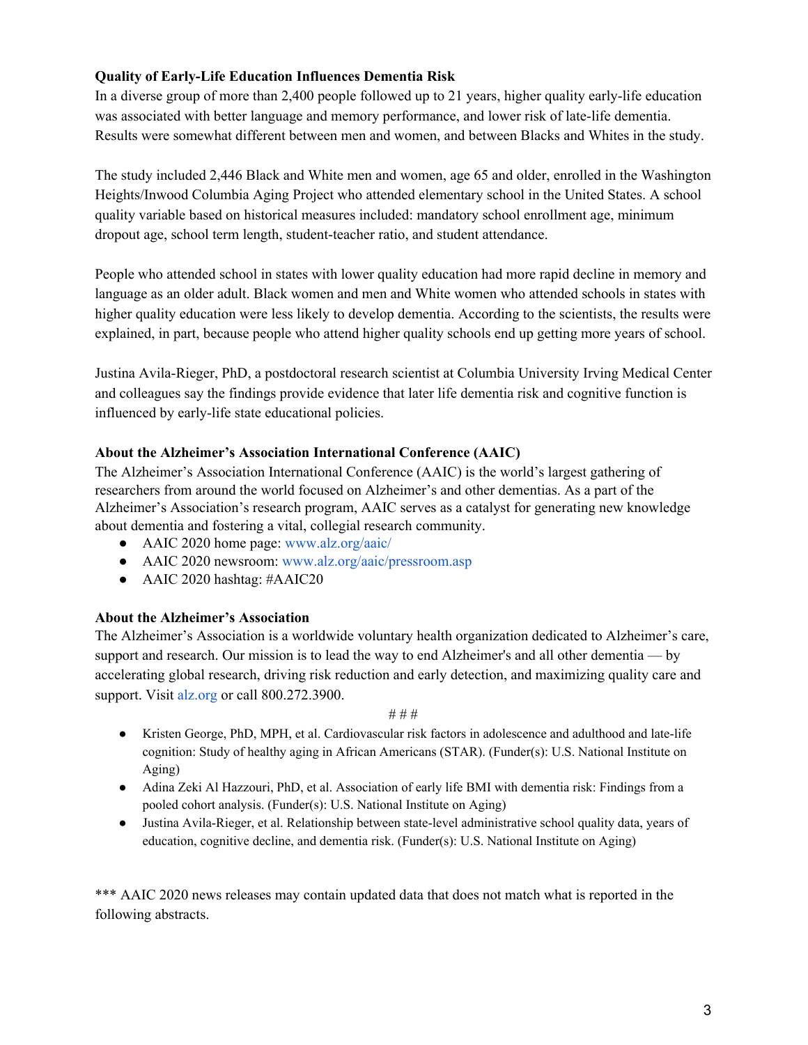**Quality of Early-Life Education Influences Dementia Risk**

In a diverse group of more than 2,400 people followed up to 21 years, higher quality early-life education was associated with better language and memory performance, and lower risk of late-life dementia. Results were somewhat different between men and women, and between Blacks and Whites in the study.

The study included 2,446 Black and White men and women, age 65 and older, enrolled in the Washington Heights/Inwood Columbia Aging Project who attended elementary school in the United States. A school quality variable based on historical measures included: mandatory school enrollment age, minimum dropout age, school term length, student-teacher ratio, and student attendance.

People who attended school in states with lower quality education had more rapid decline in memory and language as an older adult. Black women and men and White women who attended schools in states with higher quality education were less likely to develop dementia. According to the scientists, the results were explained, in part, because people who attend higher quality schools end up getting more years of school.

Justina Avila-Rieger, PhD, a postdoctoral research scientist at Columbia University Irving Medical Center and colleagues say the findings provide evidence that later life dementia risk and cognitive function is influenced by early-life state educational policies.

**About the Alzheimer's Association International Conference (AAIC)**

The Alzheimer's Association International Conference (AAIC) is the world's largest gathering of researchers from around the world focused on Alzheimer's and other dementias. As a part of the Alzheimer's Association's research program, AAIC serves as a catalyst for generating new knowledge about dementia and fostering a vital, collegial research community.

- AAIC 2020 home page: www.alz.org/aaic/
- AAIC 2020 newsroom: www.alz.org/aaic/pressroom.asp
- AAIC 2020 hashtag: #AAIC20

**About the Alzheimer's Association**

The Alzheimer's Association is a worldwide voluntary health organization dedicated to Alzheimer's care, support and research. Our mission is to lead the way to end Alzheimer's and all other dementia — by accelerating global research, driving risk reduction and early detection, and maximizing quality care and support. Visit alz.org or call 800.272.3900.

# # #

- Kristen George, PhD, MPH, et al. Cardiovascular risk factors in adolescence and adulthood and late-life cognition: Study of healthy aging in African Americans (STAR). (Funder(s): U.S. National Institute on Aging)
- Adina Zeki Al Hazzouri, PhD, et al. Association of early life BMI with dementia risk: Findings from a pooled cohort analysis. (Funder(s): U.S. National Institute on Aging)
- Justina Avila-Rieger, et al. Relationship between state-level administrative school quality data, years of education, cognitive decline, and dementia risk. (Funder(s): U.S. National Institute on Aging)

*** AAIC 2020 news releases may contain updated data that does not match what is reported in the following abstracts.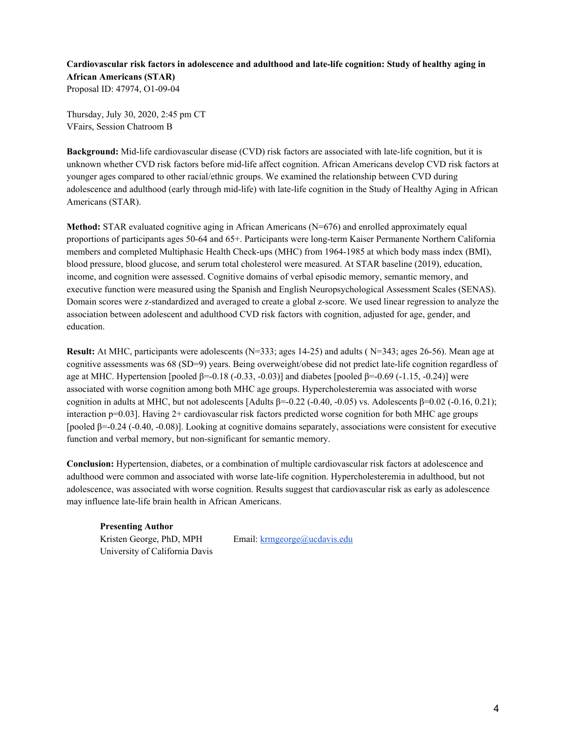**Cardiovascular risk factors in adolescence and adulthood and late-life cognition: Study of healthy aging in African Americans (STAR)**
Proposal ID: 47974, O1-09-04

Thursday, July 30, 2020, 2:45 pm CT
VFairs, Session Chatroom B

**Background:** Mid-life cardiovascular disease (CVD) risk factors are associated with late-life cognition, but it is unknown whether CVD risk factors before mid-life affect cognition. African Americans develop CVD risk factors at younger ages compared to other racial/ethnic groups. We examined the relationship between CVD during adolescence and adulthood (early through mid-life) with late-life cognition in the Study of Healthy Aging in African Americans (STAR).

**Method:** STAR evaluated cognitive aging in African Americans (N=676) and enrolled approximately equal proportions of participants ages 50-64 and 65+. Participants were long-term Kaiser Permanente Northern California members and completed Multiphasic Health Check-ups (MHC) from 1964-1985 at which body mass index (BMI), blood pressure, blood glucose, and serum total cholesterol were measured. At STAR baseline (2019), education, income, and cognition were assessed. Cognitive domains of verbal episodic memory, semantic memory, and executive function were measured using the Spanish and English Neuropsychological Assessment Scales (SENAS). Domain scores were z-standardized and averaged to create a global z-score. We used linear regression to analyze the association between adolescent and adulthood CVD risk factors with cognition, adjusted for age, gender, and education.

**Result:** At MHC, participants were adolescents (N=333; ages 14-25) and adults ( N=343; ages 26-56). Mean age at cognitive assessments was 68 (SD=9) years. Being overweight/obese did not predict late-life cognition regardless of age at MHC. Hypertension [pooled $\beta$=-0.18 (-0.33, -0.03)] and diabetes [pooled $\beta$=-0.69 (-1.15, -0.24)] were associated with worse cognition among both MHC age groups. Hypercholesteremia was associated with worse cognition in adults at MHC, but not adolescents [Adults $\beta$=-0.22 (-0.40, -0.05) vs. Adolescents $\beta$=0.02 (-0.16, 0.21); interaction p=0.03]. Having 2+ cardiovascular risk factors predicted worse cognition for both MHC age groups [pooled $\beta$=-0.24 (-0.40, -0.08)]. Looking at cognitive domains separately, associations were consistent for executive function and verbal memory, but non-significant for semantic memory.

**Conclusion:** Hypertension, diabetes, or a combination of multiple cardiovascular risk factors at adolescence and adulthood were common and associated with worse late-life cognition. Hypercholesteremia in adulthood, but not adolescence, was associated with worse cognition. Results suggest that cardiovascular risk as early as adolescence may influence late-life brain health in African Americans.

**Presenting Author**
Kristen George, PhD, MPH
University of California Davis
Email: krmgeorge@ucdavis.edu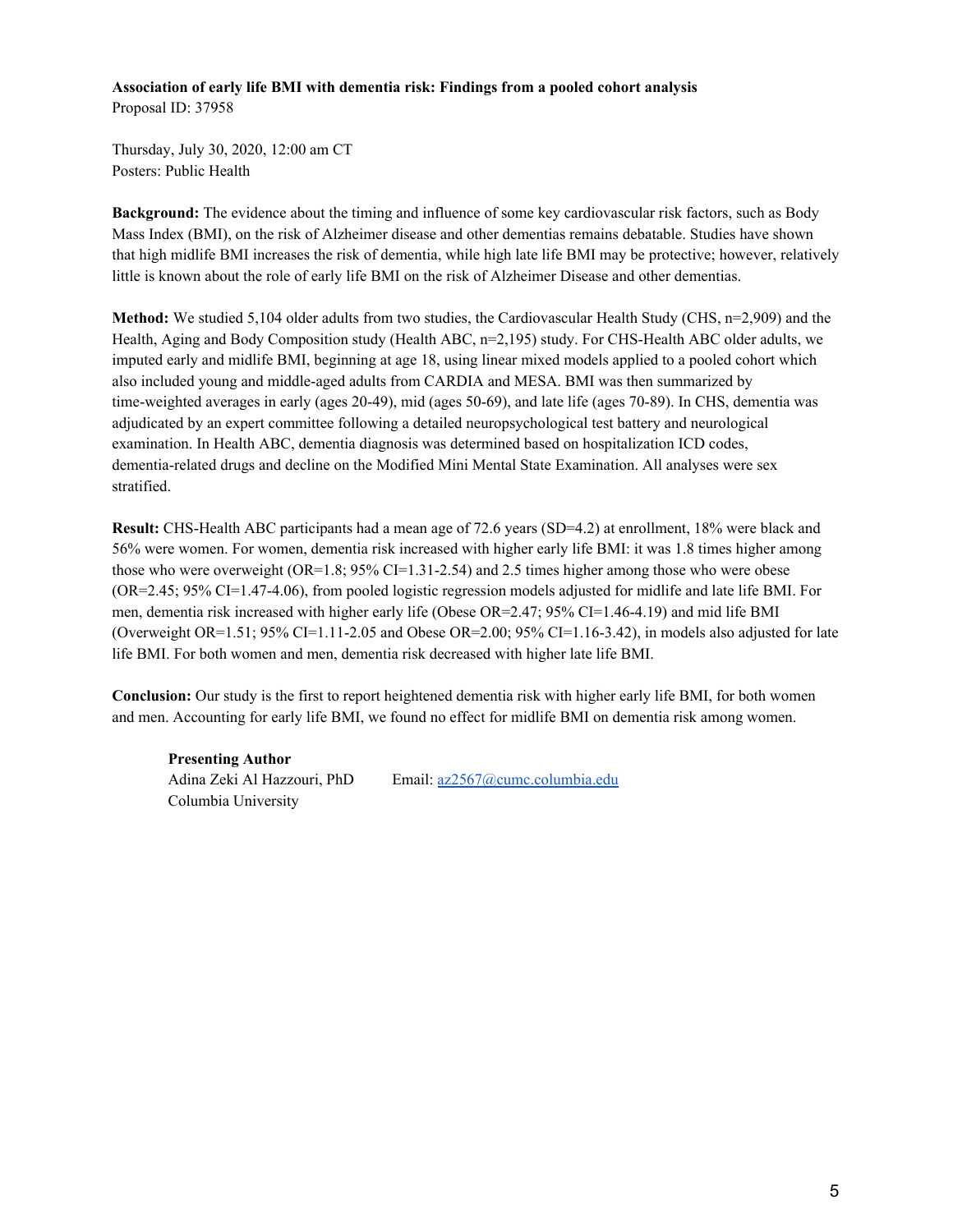**Association of early life BMI with dementia risk: Findings from a pooled cohort analysis**
Proposal ID: 37958

Thursday, July 30, 2020, 12:00 am CT
Posters: Public Health

**Background:** The evidence about the timing and influence of some key cardiovascular risk factors, such as Body Mass Index (BMI), on the risk of Alzheimer disease and other dementias remains debatable. Studies have shown that high midlife BMI increases the risk of dementia, while high late life BMI may be protective; however, relatively little is known about the role of early life BMI on the risk of Alzheimer Disease and other dementias.

**Method:** We studied 5,104 older adults from two studies, the Cardiovascular Health Study (CHS, n=2,909) and the Health, Aging and Body Composition study (Health ABC, n=2,195) study. For CHS-Health ABC older adults, we imputed early and midlife BMI, beginning at age 18, using linear mixed models applied to a pooled cohort which also included young and middle-aged adults from CARDIA and MESA. BMI was then summarized by time-weighted averages in early (ages 20-49), mid (ages 50-69), and late life (ages 70-89). In CHS, dementia was adjudicated by an expert committee following a detailed neuropsychological test battery and neurological examination. In Health ABC, dementia diagnosis was determined based on hospitalization ICD codes, dementia-related drugs and decline on the Modified Mini Mental State Examination. All analyses were sex stratified.

**Result:** CHS-Health ABC participants had a mean age of 72.6 years (SD=4.2) at enrollment, 18% were black and 56% were women. For women, dementia risk increased with higher early life BMI: it was 1.8 times higher among those who were overweight (OR=1.8; 95% CI=1.31-2.54) and 2.5 times higher among those who were obese (OR=2.45; 95% CI=1.47-4.06), from pooled logistic regression models adjusted for midlife and late life BMI. For men, dementia risk increased with higher early life (Obese OR=2.47; 95% CI=1.46-4.19) and mid life BMI (Overweight OR=1.51; 95% CI=1.11-2.05 and Obese OR=2.00; 95% CI=1.16-3.42), in models also adjusted for late life BMI. For both women and men, dementia risk decreased with higher late life BMI.

**Conclusion:** Our study is the first to report heightened dementia risk with higher early life BMI, for both women and men. Accounting for early life BMI, we found no effect for midlife BMI on dementia risk among women.

**Presenting Author**
Adina Zeki Al Hazzouri, PhD
Columbia University
Email: az2567@cumc.columbia.edu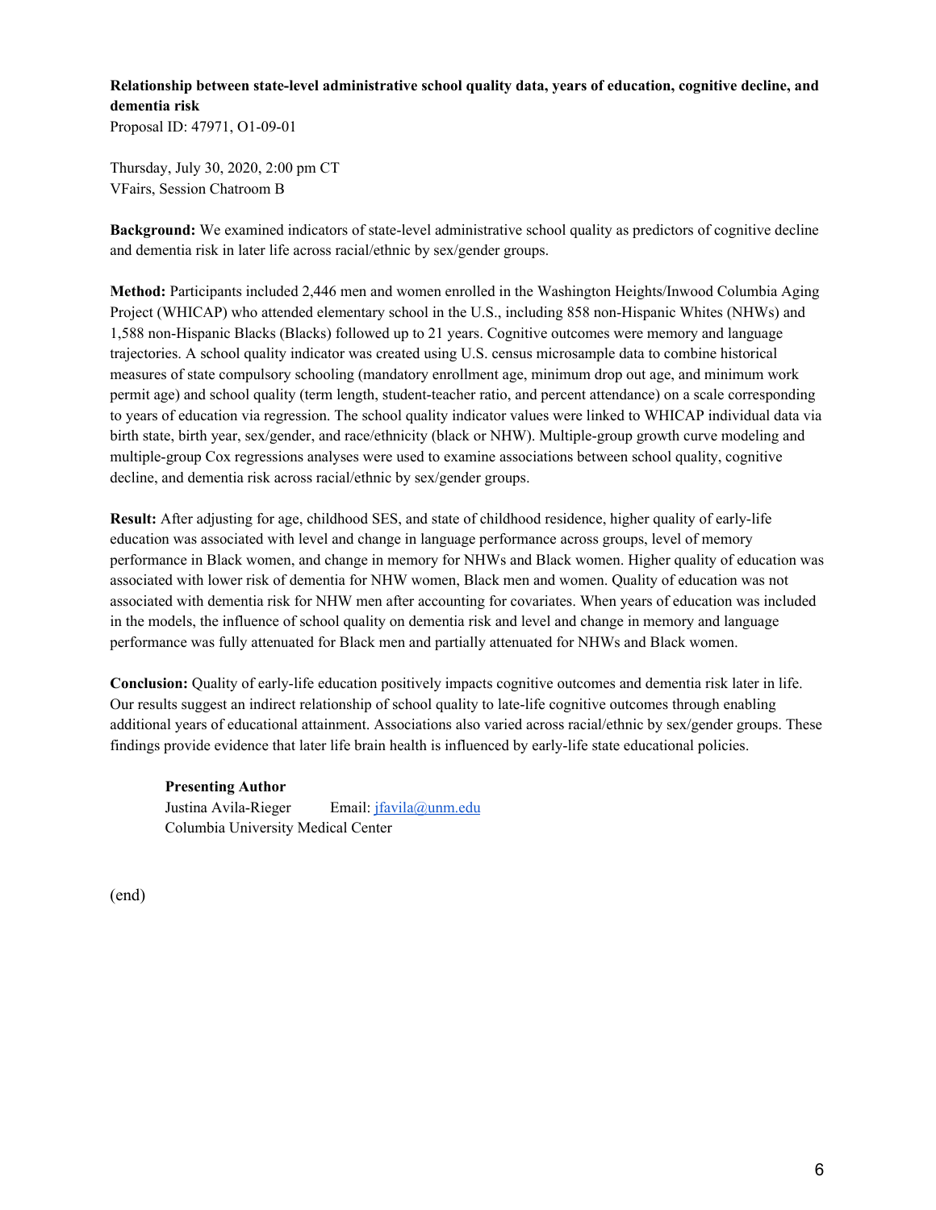**Relationship between state-level administrative school quality data, years of education, cognitive decline, and dementia risk**

Proposal ID: 47971, O1-09-01

Thursday, July 30, 2020, 2:00 pm CT
VFairs, Session Chatroom B

**Background:** We examined indicators of state-level administrative school quality as predictors of cognitive decline and dementia risk in later life across racial/ethnic by sex/gender groups.

**Method:** Participants included 2,446 men and women enrolled in the Washington Heights/Inwood Columbia Aging Project (WHICAP) who attended elementary school in the U.S., including 858 non-Hispanic Whites (NHWs) and 1,588 non-Hispanic Blacks (Blacks) followed up to 21 years. Cognitive outcomes were memory and language trajectories. A school quality indicator was created using U.S. census microsample data to combine historical measures of state compulsory schooling (mandatory enrollment age, minimum drop out age, and minimum work permit age) and school quality (term length, student-teacher ratio, and percent attendance) on a scale corresponding to years of education via regression. The school quality indicator values were linked to WHICAP individual data via birth state, birth year, sex/gender, and race/ethnicity (black or NHW). Multiple-group growth curve modeling and multiple-group Cox regressions analyses were used to examine associations between school quality, cognitive decline, and dementia risk across racial/ethnic by sex/gender groups.

**Result:** After adjusting for age, childhood SES, and state of childhood residence, higher quality of early-life education was associated with level and change in language performance across groups, level of memory performance in Black women, and change in memory for NHWs and Black women. Higher quality of education was associated with lower risk of dementia for NHW women, Black men and women. Quality of education was not associated with dementia risk for NHW men after accounting for covariates. When years of education was included in the models, the influence of school quality on dementia risk and level and change in memory and language performance was fully attenuated for Black men and partially attenuated for NHWs and Black women.

**Conclusion:** Quality of early-life education positively impacts cognitive outcomes and dementia risk later in life. Our results suggest an indirect relationship of school quality to late-life cognitive outcomes through enabling additional years of educational attainment. Associations also varied across racial/ethnic by sex/gender groups. These findings provide evidence that later life brain health is influenced by early-life state educational policies.

**Presenting Author**
Justina Avila-Rieger Email: jfavila@unm.edu
Columbia University Medical Center

(end)